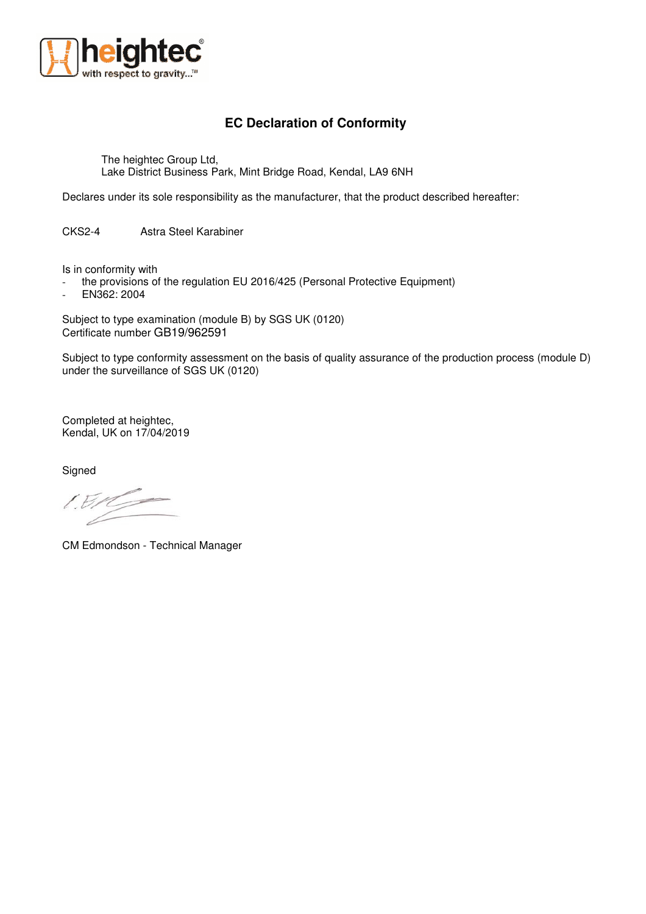heightec
with respect to gravity...™

# EC Declaration of Conformity

The heightec Group Ltd,
Lake District Business Park, Mint Bridge Road, Kendal, LA9 6NH

Declares under its sole responsibility as the manufacturer, that the product described hereafter:

CKS2-4 Astra Steel Karabiner

Is in conformity with

- the provisions of the regulation EU 2016/425 (Personal Protective Equipment)
- EN362: 2004

Subject to type examination (module B) by SGS UK (0120)
Certificate number GB19/962591

Subject to type conformity assessment on the basis of quality assurance of the production process (module D) under the surveillance of SGS UK (0120)

Completed at heightec,
Kendal, UK on 17/04/2019

Signed

CM Edmondson - Technical Manager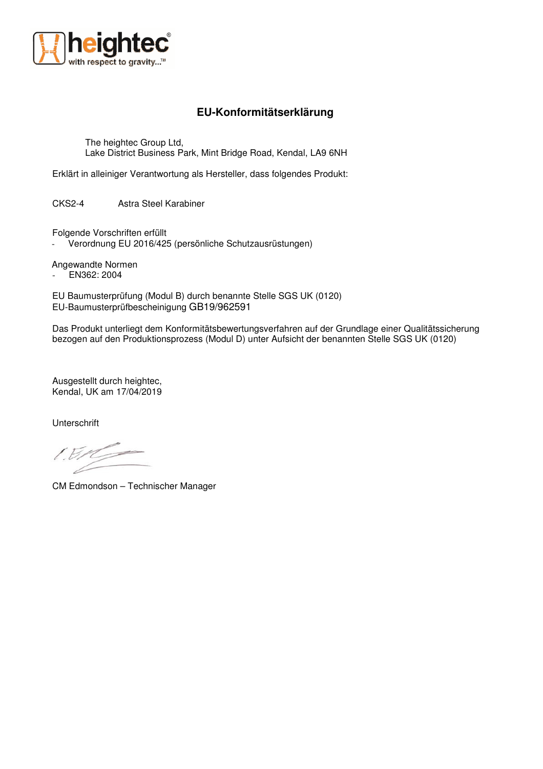# EU-Konformitätserklärung

The heightec Group Ltd,
Lake District Business Park, Mint Bridge Road, Kendal, LA9 6NH

Erklärt in alleiniger Verantwortung als Hersteller, dass folgendes Produkt:

CKS2-4 Astra Steel Karabiner

Folgende Vorschriften erfüllt

- Verordnung EU 2016/425 (persönliche Schutzausrüstungen)

Angewandte Normen

- EN362: 2004

EU Baumusterprüfung (Modul B) durch benannte Stelle SGS UK (0120)
EU-Baumusterprüfbescheinigung GB19/962591

Das Produkt unterliegt dem Konformitätsbewertungsverfahren auf der Grundlage einer Qualitätssicherung bezogen auf den Produktionsprozess (Modul D) unter Aufsicht der benannten Stelle SGS UK (0120)

Ausgestellt durch heightec,
Kendal, UK am 17/04/2019

Unterschrift

CM Edmondson – Technischer Manager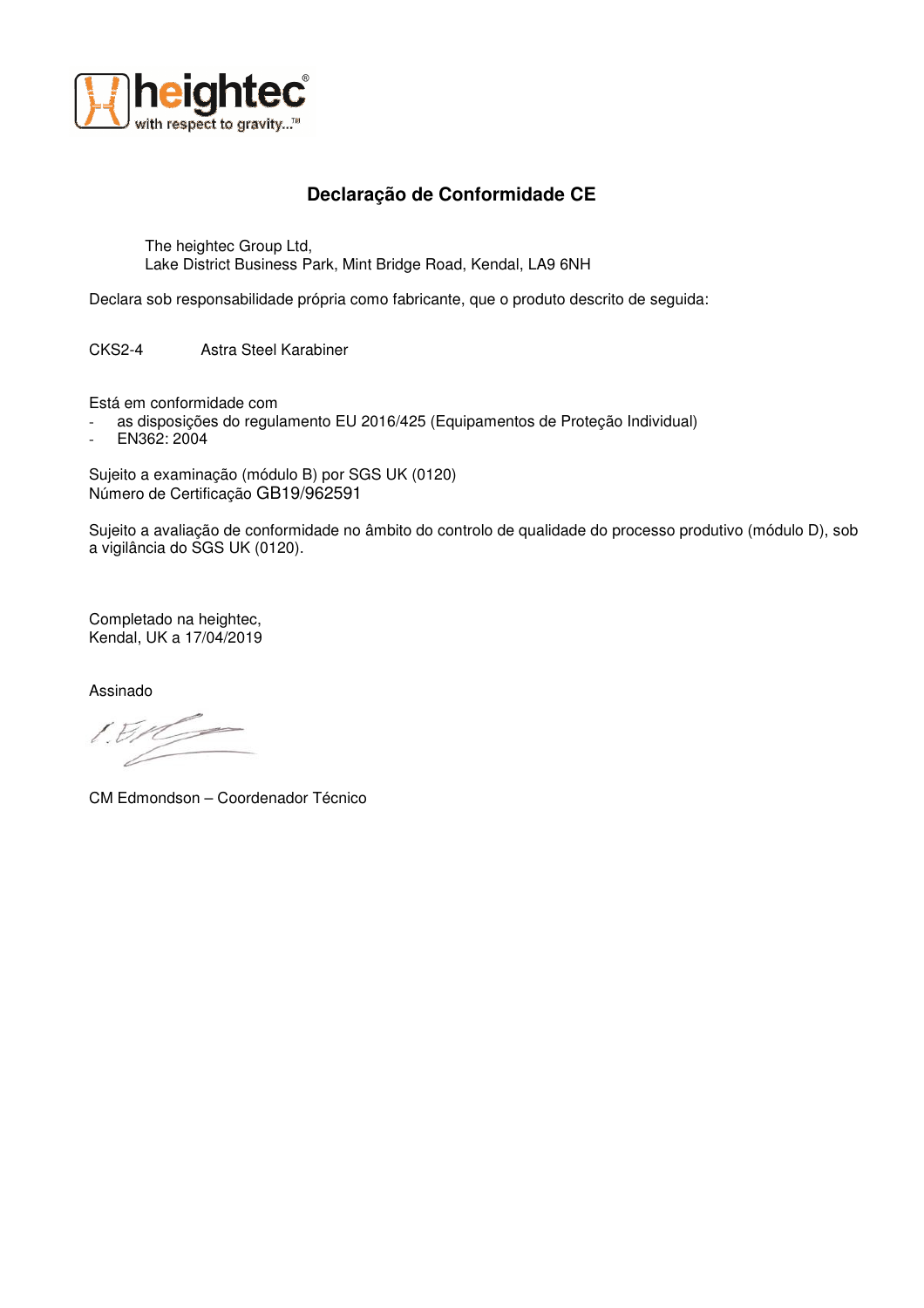# Declaração de Conformidade CE

The heightec Group Ltd,
Lake District Business Park, Mint Bridge Road, Kendal, LA9 6NH

Declara sob responsabilidade própria como fabricante, que o produto descrito de seguida:

CKS2-4 Astra Steel Karabiner

Está em conformidade com

- as disposições do regulamento EU 2016/425 (Equipamentos de Proteção Individual)
- EN362: 2004

Sujeito a examinação (módulo B) por SGS UK (0120)
Número de Certificação GB19/962591

Sujeito a avaliação de conformidade no âmbito do controlo de qualidade do processo produtivo (módulo D), sob a vigilância do SGS UK (0120).

Completado na heightec,
Kendal, UK a 17/04/2019

Assinado

CM Edmondson – Coordenador Técnico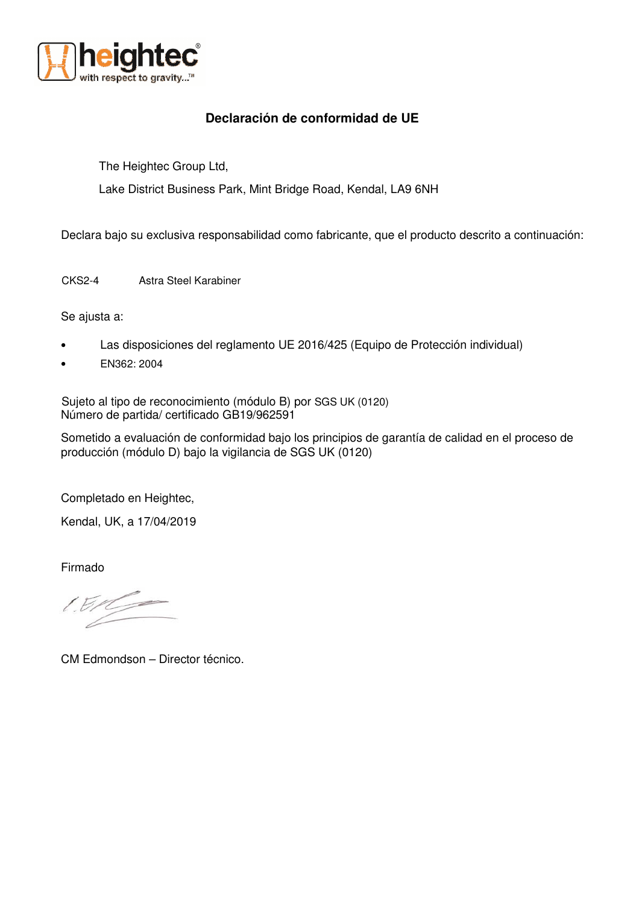## Declaración de conformidad de UE

The Heightec Group Ltd,

Lake District Business Park, Mint Bridge Road, Kendal, LA9 6NH

Declara bajo su exclusiva responsabilidad como fabricante, que el producto descrito a continuación:

CKS2-4 Astra Steel Karabiner

Se ajusta a:

- Las disposiciones del reglamento UE 2016/425 (Equipo de Protección individual)
- EN362: 2004

Sujeto al tipo de reconocimiento (módulo B) por SGS UK (0120)
Número de partida/ certificado GB19/962591

Sometido a evaluación de conformidad bajo los principios de garantía de calidad en el proceso de producción (módulo D) bajo la vigilancia de SGS UK (0120)

Completado en Heightec,

Kendal, UK, a 17/04/2019

Firmado

CM Edmondson – Director técnico.